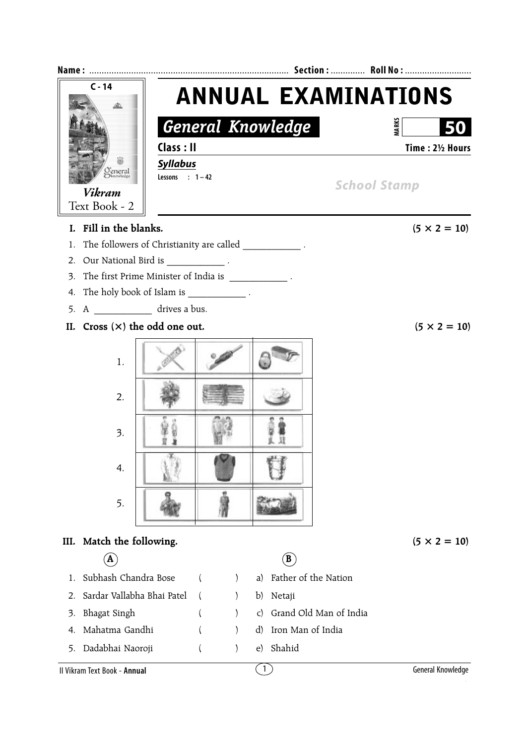Name : ................................................................................ Section : ............. Roll No : ..........................

C - 14

*Vikram*
Text Book - 2

# ANNUAL EXAMINATIONS

## *General Knowledge*

MARKS **50**

**Class : II** — **Time : 2½ Hours**

***Syllabus***

Lessons : 1 – 42

*School Stamp*

**I. Fill in the blanks.** **(5 × 2 = 10)**

1. The followers of Christianity are called ____________ .
2. Our National Bird is ____________ .
3. The first Prime Minister of India is ____________ .
4. The holy book of Islam is ____________ .
5. A ____________ drives a bus.

**II. Cross (×) the odd one out.** **(5 × 2 = 10)**

1.

2.

3.

4.

5.

**III. Match the following.** **(5 × 2 = 10)**

| A | | B |
|---|---|---|
| 1. Subhash Chandra Bose | ( ) | a) Father of the Nation |
| 2. Sardar Vallabha Bhai Patel | ( ) | b) Netaji |
| 3. Bhagat Singh | ( ) | c) Grand Old Man of India |
| 4. Mahatma Gandhi | ( ) | d) Iron Man of India |
| 5. Dadabhai Naoroji | ( ) | e) Shahid |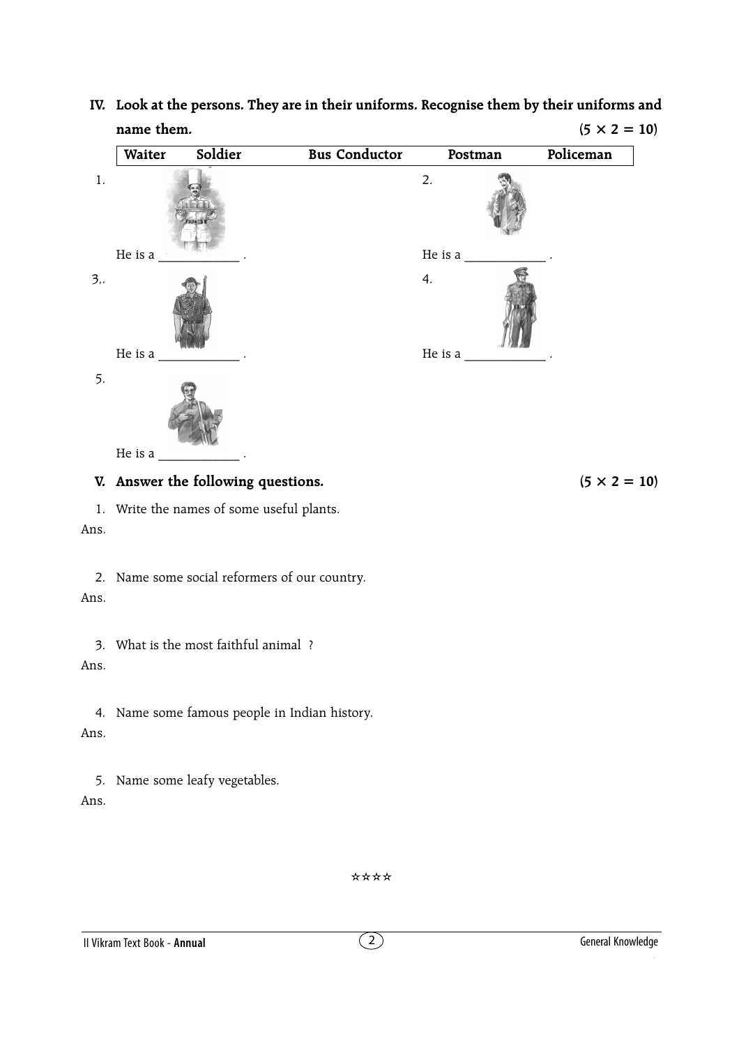**IV. Look at the persons. They are in their uniforms. Recognise them by their uniforms and name them.** **(5 × 2 = 10)**

| Waiter | Soldier | Bus Conductor | Postman | Policeman |
|---|---|---|---|---|

1. He is a ____________ .

2. He is a ____________ .

3. He is a ____________ .

4. He is a ____________ .

5. He is a ____________ .

**V. Answer the following questions.** **(5 × 2 = 10)**

1. Write the names of some useful plants.

Ans.

2. Name some social reformers of our country.

Ans.

3. What is the most faithful animal ?

Ans.

4. Name some famous people in Indian history.

Ans.

5. Name some leafy vegetables.

Ans.

☆☆☆☆